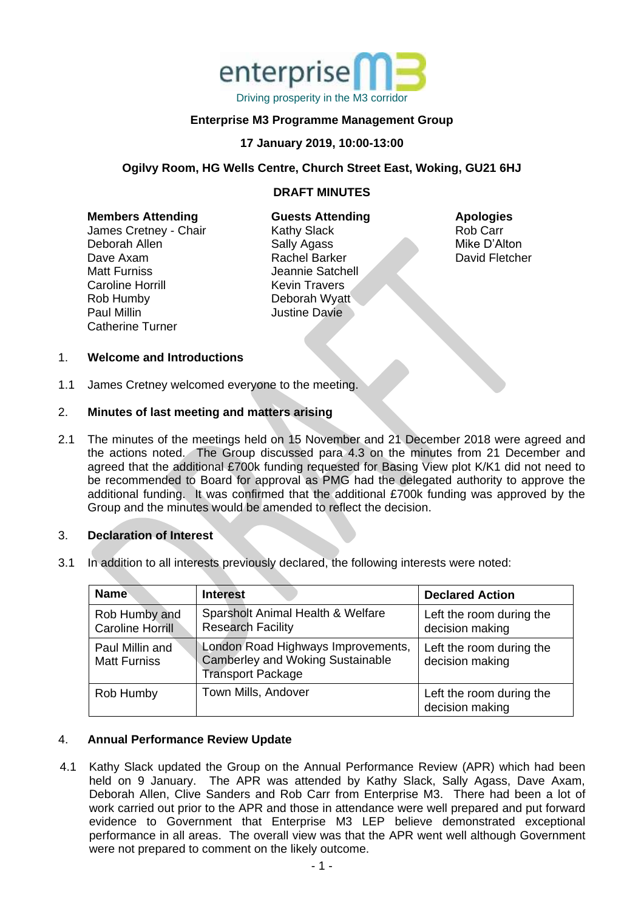enterprise M3

Driving prosperity in the M3 corridor

**Enterprise M3 Programme Management Group**

**17 January 2019, 10:00-13:00**

**Ogilvy Room, HG Wells Centre, Church Street East, Woking, GU21 6HJ**

**DRAFT MINUTES**

**Members Attending**
James Cretney - Chair
Deborah Allen
Dave Axam
Matt Furniss
Caroline Horrill
Rob Humby
Paul Millin
Catherine Turner

**Guests Attending**
Kathy Slack
Sally Agass
Rachel Barker
Jeannie Satchell
Kevin Travers
Deborah Wyatt
Justine Davie

**Apologies**
Rob Carr
Mike D'Alton
David Fletcher

1. **Welcome and Introductions**

1.1 James Cretney welcomed everyone to the meeting.

2. **Minutes of last meeting and matters arising**

2.1 The minutes of the meetings held on 15 November and 21 December 2018 were agreed and the actions noted. The Group discussed para 4.3 on the minutes from 21 December and agreed that the additional £700k funding requested for Basing View plot K/K1 did not need to be recommended to Board for approval as PMG had the delegated authority to approve the additional funding. It was confirmed that the additional £700k funding was approved by the Group and the minutes would be amended to reflect the decision.

3. **Declaration of Interest**

3.1 In addition to all interests previously declared, the following interests were noted:

| Name | Interest | Declared Action |
|---|---|---|
| Rob Humby and Caroline Horrill | Sparsholt Animal Health & Welfare Research Facility | Left the room during the decision making |
| Paul Millin and Matt Furniss | London Road Highways Improvements, Camberley and Woking Sustainable Transport Package | Left the room during the decision making |
| Rob Humby | Town Mills, Andover | Left the room during the decision making |

4. **Annual Performance Review Update**

4.1 Kathy Slack updated the Group on the Annual Performance Review (APR) which had been held on 9 January. The APR was attended by Kathy Slack, Sally Agass, Dave Axam, Deborah Allen, Clive Sanders and Rob Carr from Enterprise M3. There had been a lot of work carried out prior to the APR and those in attendance were well prepared and put forward evidence to Government that Enterprise M3 LEP believe demonstrated exceptional performance in all areas. The overall view was that the APR went well although Government were not prepared to comment on the likely outcome.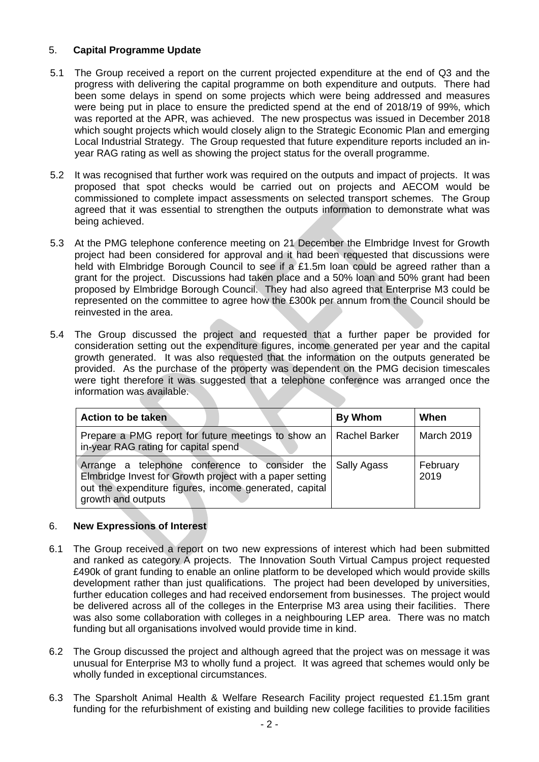## 5. Capital Programme Update

5.1 The Group received a report on the current projected expenditure at the end of Q3 and the progress with delivering the capital programme on both expenditure and outputs. There had been some delays in spend on some projects which were being addressed and measures were being put in place to ensure the predicted spend at the end of 2018/19 of 99%, which was reported at the APR, was achieved. The new prospectus was issued in December 2018 which sought projects which would closely align to the Strategic Economic Plan and emerging Local Industrial Strategy. The Group requested that future expenditure reports included an in-year RAG rating as well as showing the project status for the overall programme.

5.2 It was recognised that further work was required on the outputs and impact of projects. It was proposed that spot checks would be carried out on projects and AECOM would be commissioned to complete impact assessments on selected transport schemes. The Group agreed that it was essential to strengthen the outputs information to demonstrate what was being achieved.

5.3 At the PMG telephone conference meeting on 21 December the Elmbridge Invest for Growth project had been considered for approval and it had been requested that discussions were held with Elmbridge Borough Council to see if a £1.5m loan could be agreed rather than a grant for the project. Discussions had taken place and a 50% loan and 50% grant had been proposed by Elmbridge Borough Council. They had also agreed that Enterprise M3 could be represented on the committee to agree how the £300k per annum from the Council should be reinvested in the area.

5.4 The Group discussed the project and requested that a further paper be provided for consideration setting out the expenditure figures, income generated per year and the capital growth generated. It was also requested that the information on the outputs generated be provided. As the purchase of the property was dependent on the PMG decision timescales were tight therefore it was suggested that a telephone conference was arranged once the information was available.

| Action to be taken | By Whom | When |
|---|---|---|
| Prepare a PMG report for future meetings to show an in-year RAG rating for capital spend | Rachel Barker | March 2019 |
| Arrange a telephone conference to consider the Elmbridge Invest for Growth project with a paper setting out the expenditure figures, income generated, capital growth and outputs | Sally Agass | February 2019 |

## 6. New Expressions of Interest

6.1 The Group received a report on two new expressions of interest which had been submitted and ranked as category A projects. The Innovation South Virtual Campus project requested £490k of grant funding to enable an online platform to be developed which would provide skills development rather than just qualifications. The project had been developed by universities, further education colleges and had received endorsement from businesses. The project would be delivered across all of the colleges in the Enterprise M3 area using their facilities. There was also some collaboration with colleges in a neighbouring LEP area. There was no match funding but all organisations involved would provide time in kind.

6.2 The Group discussed the project and although agreed that the project was on message it was unusual for Enterprise M3 to wholly fund a project. It was agreed that schemes would only be wholly funded in exceptional circumstances.

6.3 The Sparsholt Animal Health & Welfare Research Facility project requested £1.15m grant funding for the refurbishment of existing and building new college facilities to provide facilities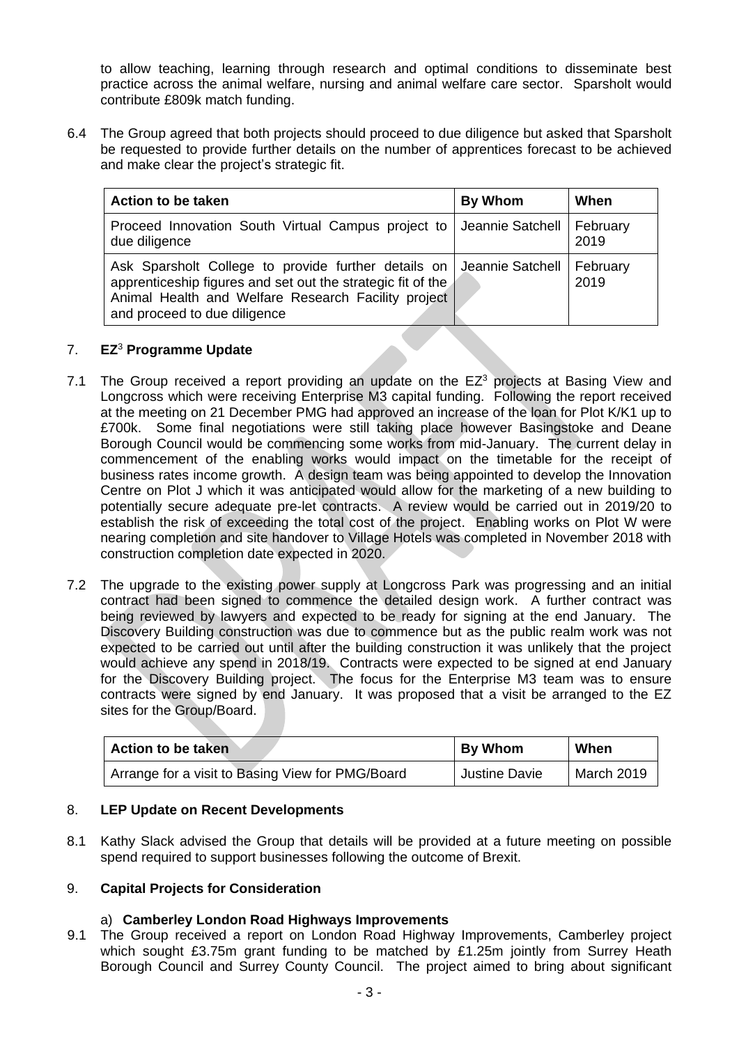to allow teaching, learning through research and optimal conditions to disseminate best practice across the animal welfare, nursing and animal welfare care sector. Sparsholt would contribute £809k match funding.

6.4 The Group agreed that both projects should proceed to due diligence but asked that Sparsholt be requested to provide further details on the number of apprentices forecast to be achieved and make clear the project's strategic fit.

| Action to be taken | By Whom | When |
|---|---|---|
| Proceed Innovation South Virtual Campus project to due diligence | Jeannie Satchell | February 2019 |
| Ask Sparsholt College to provide further details on apprenticeship figures and set out the strategic fit of the Animal Health and Welfare Research Facility project and proceed to due diligence | Jeannie Satchell | February 2019 |

## 7. EZ[3] Programme Update

7.1 The Group received a report providing an update on the EZ[3] projects at Basing View and Longcross which were receiving Enterprise M3 capital funding. Following the report received at the meeting on 21 December PMG had approved an increase of the loan for Plot K/K1 up to £700k. Some final negotiations were still taking place however Basingstoke and Deane Borough Council would be commencing some works from mid-January. The current delay in commencement of the enabling works would impact on the timetable for the receipt of business rates income growth. A design team was being appointed to develop the Innovation Centre on Plot J which it was anticipated would allow for the marketing of a new building to potentially secure adequate pre-let contracts. A review would be carried out in 2019/20 to establish the risk of exceeding the total cost of the project. Enabling works on Plot W were nearing completion and site handover to Village Hotels was completed in November 2018 with construction completion date expected in 2020.

7.2 The upgrade to the existing power supply at Longcross Park was progressing and an initial contract had been signed to commence the detailed design work. A further contract was being reviewed by lawyers and expected to be ready for signing at the end January. The Discovery Building construction was due to commence but as the public realm work was not expected to be carried out until after the building construction it was unlikely that the project would achieve any spend in 2018/19. Contracts were expected to be signed at end January for the Discovery Building project. The focus for the Enterprise M3 team was to ensure contracts were signed by end January. It was proposed that a visit be arranged to the EZ sites for the Group/Board.

| Action to be taken | By Whom | When |
|---|---|---|
| Arrange for a visit to Basing View for PMG/Board | Justine Davie | March 2019 |

## 8. LEP Update on Recent Developments

8.1 Kathy Slack advised the Group that details will be provided at a future meeting on possible spend required to support businesses following the outcome of Brexit.

## 9. Capital Projects for Consideration

### a) Camberley London Road Highways Improvements

9.1 The Group received a report on London Road Highway Improvements, Camberley project which sought £3.75m grant funding to be matched by £1.25m jointly from Surrey Heath Borough Council and Surrey County Council. The project aimed to bring about significant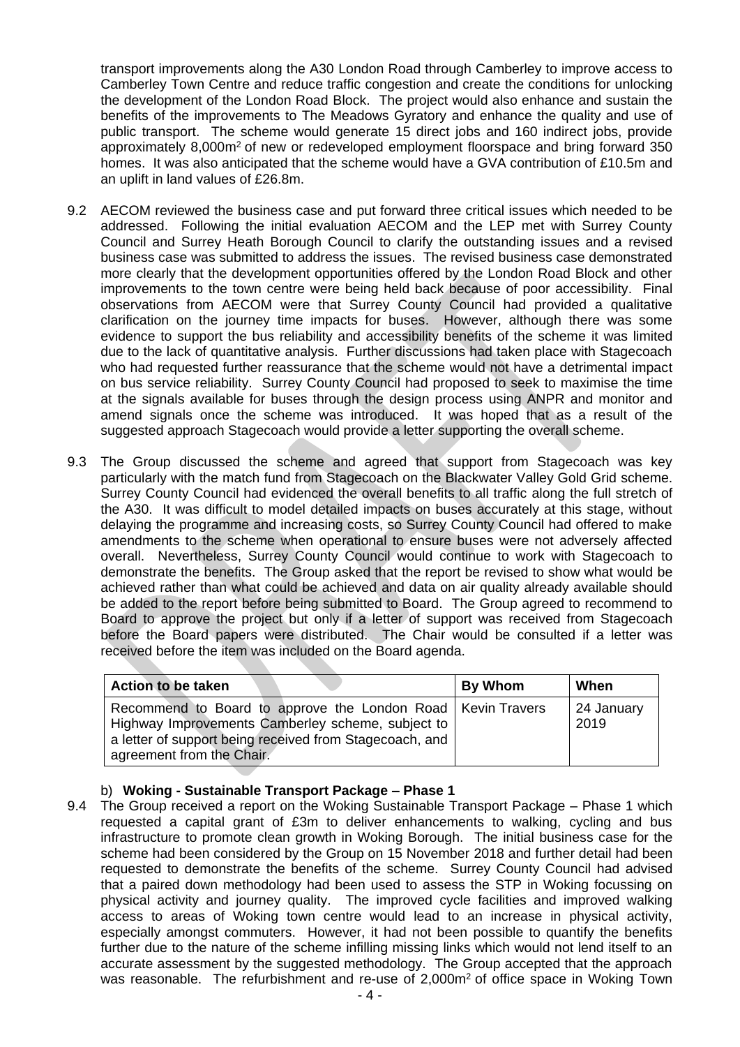transport improvements along the A30 London Road through Camberley to improve access to Camberley Town Centre and reduce traffic congestion and create the conditions for unlocking the development of the London Road Block. The project would also enhance and sustain the benefits of the improvements to The Meadows Gyratory and enhance the quality and use of public transport. The scheme would generate 15 direct jobs and 160 indirect jobs, provide approximately 8,000m$^2$ of new or redeveloped employment floorspace and bring forward 350 homes. It was also anticipated that the scheme would have a GVA contribution of £10.5m and an uplift in land values of £26.8m.

9.2 AECOM reviewed the business case and put forward three critical issues which needed to be addressed. Following the initial evaluation AECOM and the LEP met with Surrey County Council and Surrey Heath Borough Council to clarify the outstanding issues and a revised business case was submitted to address the issues. The revised business case demonstrated more clearly that the development opportunities offered by the London Road Block and other improvements to the town centre were being held back because of poor accessibility. Final observations from AECOM were that Surrey County Council had provided a qualitative clarification on the journey time impacts for buses. However, although there was some evidence to support the bus reliability and accessibility benefits of the scheme it was limited due to the lack of quantitative analysis. Further discussions had taken place with Stagecoach who had requested further reassurance that the scheme would not have a detrimental impact on bus service reliability. Surrey County Council had proposed to seek to maximise the time at the signals available for buses through the design process using ANPR and monitor and amend signals once the scheme was introduced. It was hoped that as a result of the suggested approach Stagecoach would provide a letter supporting the overall scheme.

9.3 The Group discussed the scheme and agreed that support from Stagecoach was key particularly with the match fund from Stagecoach on the Blackwater Valley Gold Grid scheme. Surrey County Council had evidenced the overall benefits to all traffic along the full stretch of the A30. It was difficult to model detailed impacts on buses accurately at this stage, without delaying the programme and increasing costs, so Surrey County Council had offered to make amendments to the scheme when operational to ensure buses were not adversely affected overall. Nevertheless, Surrey County Council would continue to work with Stagecoach to demonstrate the benefits. The Group asked that the report be revised to show what would be achieved rather than what could be achieved and data on air quality already available should be added to the report before being submitted to Board. The Group agreed to recommend to Board to approve the project but only if a letter of support was received from Stagecoach before the Board papers were distributed. The Chair would be consulted if a letter was received before the item was included on the Board agenda.

| Action to be taken | By Whom | When |
|---|---|---|
| Recommend to Board to approve the London Road Highway Improvements Camberley scheme, subject to a letter of support being received from Stagecoach, and agreement from the Chair. | Kevin Travers | 24 January 2019 |

b) **Woking - Sustainable Transport Package – Phase 1**

9.4 The Group received a report on the Woking Sustainable Transport Package – Phase 1 which requested a capital grant of £3m to deliver enhancements to walking, cycling and bus infrastructure to promote clean growth in Woking Borough. The initial business case for the scheme had been considered by the Group on 15 November 2018 and further detail had been requested to demonstrate the benefits of the scheme. Surrey County Council had advised that a paired down methodology had been used to assess the STP in Woking focussing on physical activity and journey quality. The improved cycle facilities and improved walking access to areas of Woking town centre would lead to an increase in physical activity, especially amongst commuters. However, it had not been possible to quantify the benefits further due to the nature of the scheme infilling missing links which would not lend itself to an accurate assessment by the suggested methodology. The Group accepted that the approach was reasonable. The refurbishment and re-use of 2,000m$^2$ of office space in Woking Town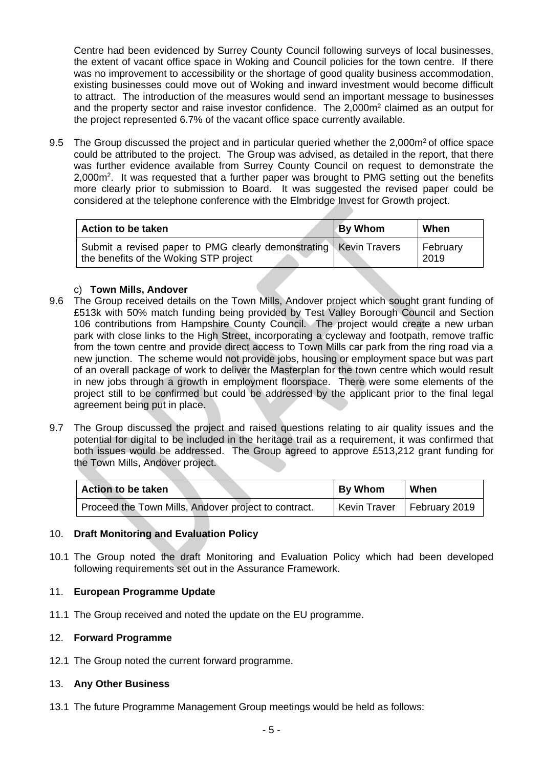Centre had been evidenced by Surrey County Council following surveys of local businesses, the extent of vacant office space in Woking and Council policies for the town centre. If there was no improvement to accessibility or the shortage of good quality business accommodation, existing businesses could move out of Woking and inward investment would become difficult to attract. The introduction of the measures would send an important message to businesses and the property sector and raise investor confidence. The 2,000m$^2$ claimed as an output for the project represented 6.7% of the vacant office space currently available.

9.5 The Group discussed the project and in particular queried whether the 2,000m$^2$ of office space could be attributed to the project. The Group was advised, as detailed in the report, that there was further evidence available from Surrey County Council on request to demonstrate the 2,000m$^2$. It was requested that a further paper was brought to PMG setting out the benefits more clearly prior to submission to Board. It was suggested the revised paper could be considered at the telephone conference with the Elmbridge Invest for Growth project.

| Action to be taken | By Whom | When |
|---|---|---|
| Submit a revised paper to PMG clearly demonstrating the benefits of the Woking STP project | Kevin Travers | February 2019 |

c) **Town Mills, Andover**

9.6 The Group received details on the Town Mills, Andover project which sought grant funding of £513k with 50% match funding being provided by Test Valley Borough Council and Section 106 contributions from Hampshire County Council. The project would create a new urban park with close links to the High Street, incorporating a cycleway and footpath, remove traffic from the town centre and provide direct access to Town Mills car park from the ring road via a new junction. The scheme would not provide jobs, housing or employment space but was part of an overall package of work to deliver the Masterplan for the town centre which would result in new jobs through a growth in employment floorspace. There were some elements of the project still to be confirmed but could be addressed by the applicant prior to the final legal agreement being put in place.

9.7 The Group discussed the project and raised questions relating to air quality issues and the potential for digital to be included in the heritage trail as a requirement, it was confirmed that both issues would be addressed. The Group agreed to approve £513,212 grant funding for the Town Mills, Andover project.

| Action to be taken | By Whom | When |
|---|---|---|
| Proceed the Town Mills, Andover project to contract. | Kevin Traver | February 2019 |

10. **Draft Monitoring and Evaluation Policy**

10.1 The Group noted the draft Monitoring and Evaluation Policy which had been developed following requirements set out in the Assurance Framework.

11. **European Programme Update**

11.1 The Group received and noted the update on the EU programme.

12. **Forward Programme**

12.1 The Group noted the current forward programme.

13. **Any Other Business**

13.1 The future Programme Management Group meetings would be held as follows: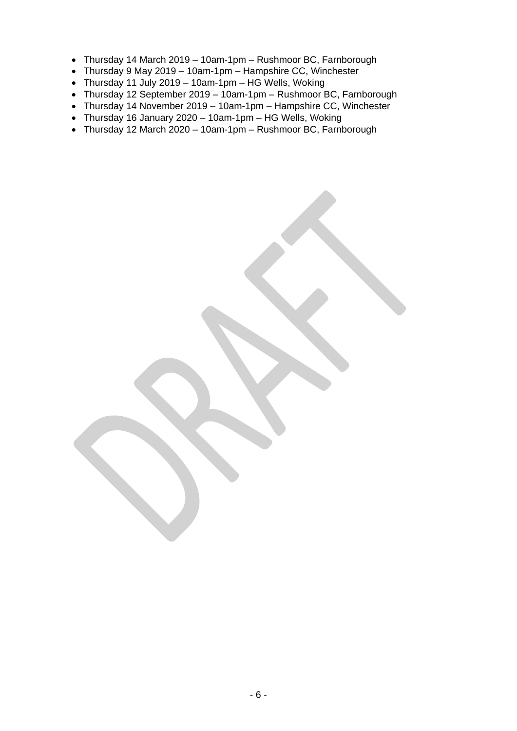- Thursday 14 March 2019 – 10am-1pm – Rushmoor BC, Farnborough
- Thursday 9 May 2019 – 10am-1pm – Hampshire CC, Winchester
- Thursday 11 July 2019 – 10am-1pm – HG Wells, Woking
- Thursday 12 September 2019 – 10am-1pm – Rushmoor BC, Farnborough
- Thursday 14 November 2019 – 10am-1pm – Hampshire CC, Winchester
- Thursday 16 January 2020 – 10am-1pm – HG Wells, Woking
- Thursday 12 March 2020 – 10am-1pm – Rushmoor BC, Farnborough